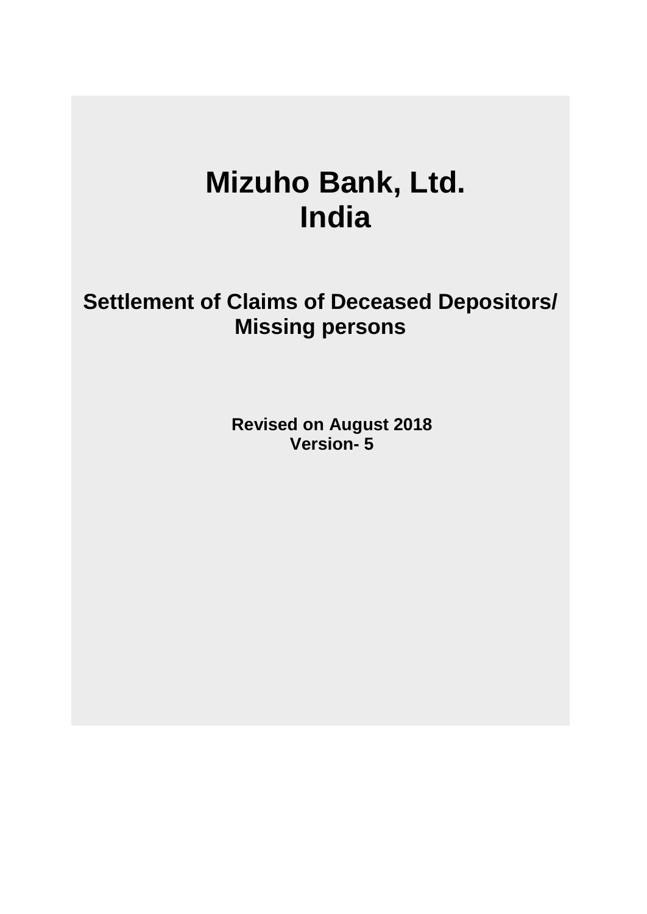# Mizuho Bank, Ltd.
# India

## Settlement of Claims of Deceased Depositors/ Missing persons

**Revised on August 2018**
**Version- 5**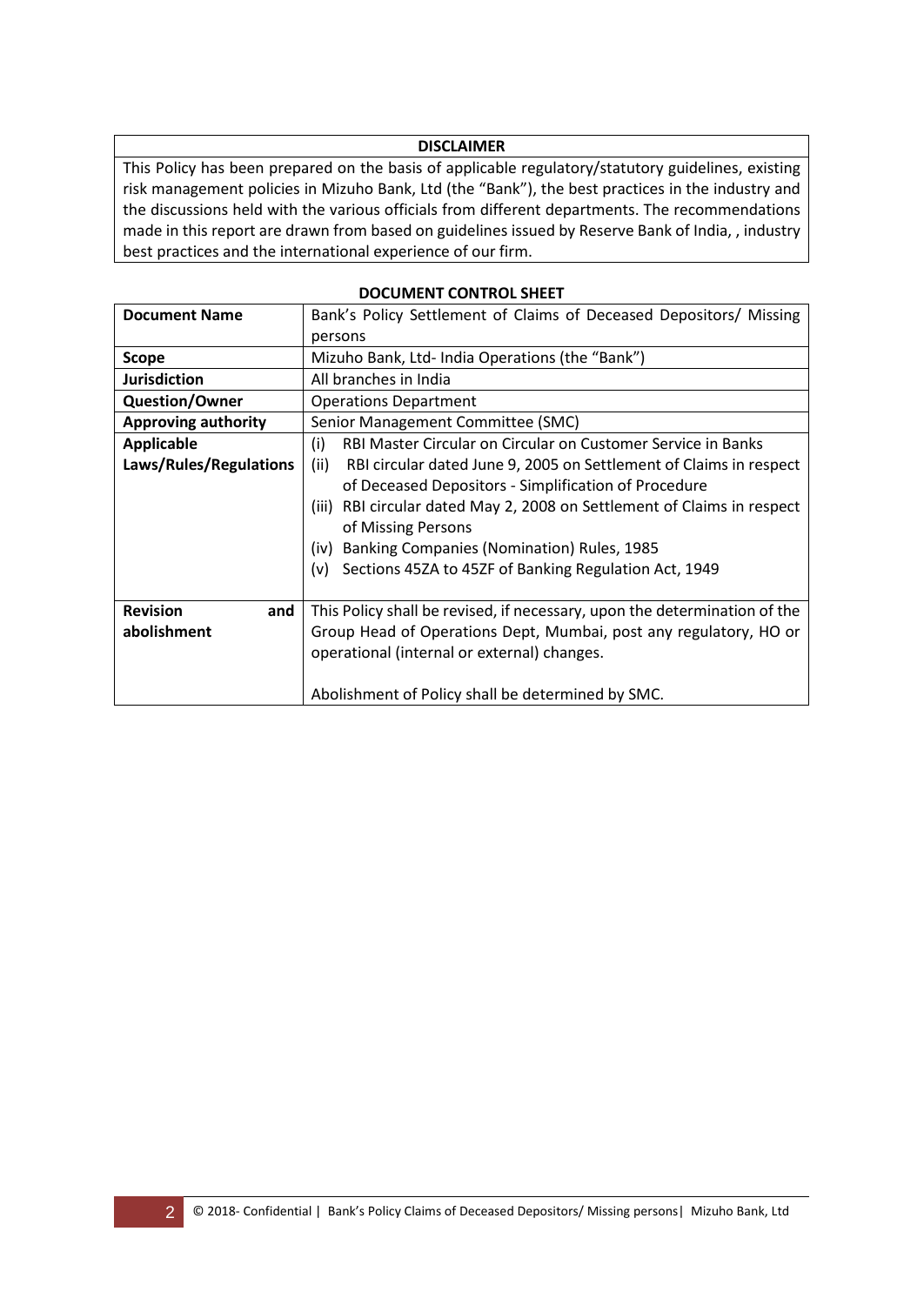| DISCLAIMER |
|---|
| This Policy has been prepared on the basis of applicable regulatory/statutory guidelines, existing risk management policies in Mizuho Bank, Ltd (the "Bank"), the best practices in the industry and the discussions held with the various officials from different departments. The recommendations made in this report are drawn from based on guidelines issued by Reserve Bank of India, , industry best practices and the international experience of our firm. |

**DOCUMENT CONTROL SHEET**

| | |
|---|---|
| **Document Name** | Bank's Policy Settlement of Claims of Deceased Depositors/ Missing persons |
| **Scope** | Mizuho Bank, Ltd- India Operations (the "Bank") |
| **Jurisdiction** | All branches in India |
| **Question/Owner** | Operations Department |
| **Approving authority** | Senior Management Committee (SMC) |
| **Applicable Laws/Rules/Regulations** | (i) RBI Master Circular on Circular on Customer Service in Banks<br>(ii) RBI circular dated June 9, 2005 on Settlement of Claims in respect of Deceased Depositors - Simplification of Procedure<br>(iii) RBI circular dated May 2, 2008 on Settlement of Claims in respect of Missing Persons<br>(iv) Banking Companies (Nomination) Rules, 1985<br>(v) Sections 45ZA to 45ZF of Banking Regulation Act, 1949 |
| **Revision and abolishment** | This Policy shall be revised, if necessary, upon the determination of the Group Head of Operations Dept, Mumbai, post any regulatory, HO or operational (internal or external) changes.<br><br>Abolishment of Policy shall be determined by SMC. |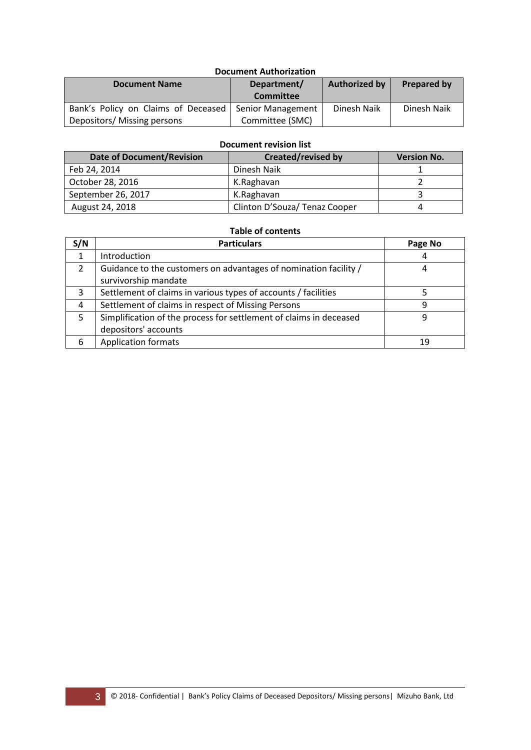**Document Authorization**

| Document Name | Department/ Committee | Authorized by | Prepared by |
|---|---|---|---|
| Bank's Policy on Claims of Deceased Depositors/ Missing persons | Senior Management Committee (SMC) | Dinesh Naik | Dinesh Naik |

**Document revision list**

| Date of Document/Revision | Created/revised by | Version No. |
|---|---|---|
| Feb 24, 2014 | Dinesh Naik | 1 |
| October 28, 2016 | K.Raghavan | 2 |
| September 26, 2017 | K.Raghavan | 3 |
| August 24, 2018 | Clinton D'Souza/ Tenaz Cooper | 4 |

**Table of contents**

| S/N | Particulars | Page No |
|---|---|---|
| 1 | Introduction | 4 |
| 2 | Guidance to the customers on advantages of nomination facility / survivorship mandate | 4 |
| 3 | Settlement of claims in various types of accounts / facilities | 5 |
| 4 | Settlement of claims in respect of Missing Persons | 9 |
| 5 | Simplification of the process for settlement of claims in deceased depositors' accounts | 9 |
| 6 | Application formats | 19 |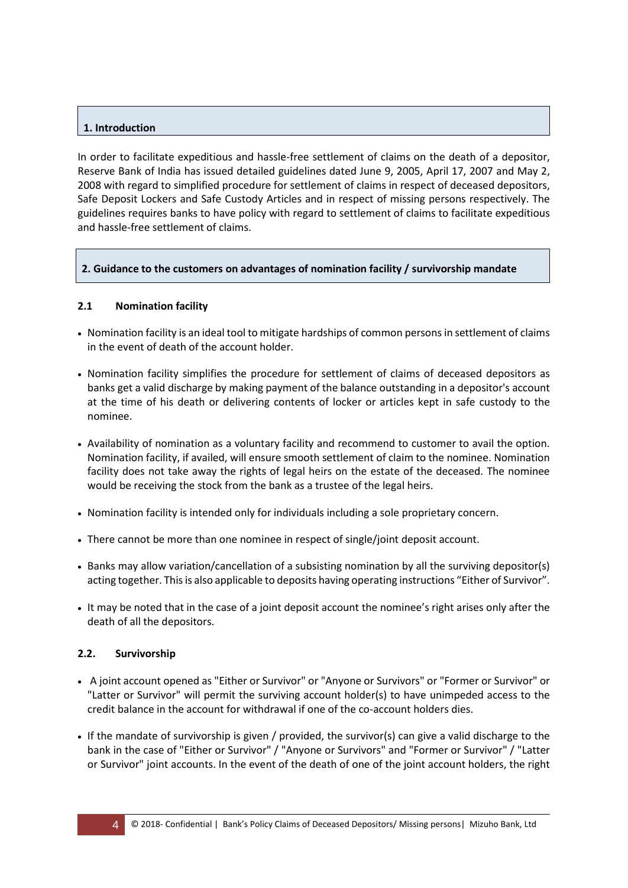## 1. Introduction

In order to facilitate expeditious and hassle-free settlement of claims on the death of a depositor, Reserve Bank of India has issued detailed guidelines dated June 9, 2005, April 17, 2007 and May 2, 2008 with regard to simplified procedure for settlement of claims in respect of deceased depositors, Safe Deposit Lockers and Safe Custody Articles and in respect of missing persons respectively. The guidelines requires banks to have policy with regard to settlement of claims to facilitate expeditious and hassle-free settlement of claims.

## 2. Guidance to the customers on advantages of nomination facility / survivorship mandate

### 2.1 Nomination facility

- Nomination facility is an ideal tool to mitigate hardships of common persons in settlement of claims in the event of death of the account holder.
- Nomination facility simplifies the procedure for settlement of claims of deceased depositors as banks get a valid discharge by making payment of the balance outstanding in a depositor's account at the time of his death or delivering contents of locker or articles kept in safe custody to the nominee.
- Availability of nomination as a voluntary facility and recommend to customer to avail the option. Nomination facility, if availed, will ensure smooth settlement of claim to the nominee. Nomination facility does not take away the rights of legal heirs on the estate of the deceased. The nominee would be receiving the stock from the bank as a trustee of the legal heirs.
- Nomination facility is intended only for individuals including a sole proprietary concern.
- There cannot be more than one nominee in respect of single/joint deposit account.
- Banks may allow variation/cancellation of a subsisting nomination by all the surviving depositor(s) acting together. This is also applicable to deposits having operating instructions "Either of Survivor".
- It may be noted that in the case of a joint deposit account the nominee's right arises only after the death of all the depositors.

### 2.2. Survivorship

- A joint account opened as "Either or Survivor" or "Anyone or Survivors" or "Former or Survivor" or "Latter or Survivor" will permit the surviving account holder(s) to have unimpeded access to the credit balance in the account for withdrawal if one of the co-account holders dies.
- If the mandate of survivorship is given / provided, the survivor(s) can give a valid discharge to the bank in the case of "Either or Survivor" / "Anyone or Survivors" and "Former or Survivor" / "Latter or Survivor" joint accounts. In the event of the death of one of the joint account holders, the right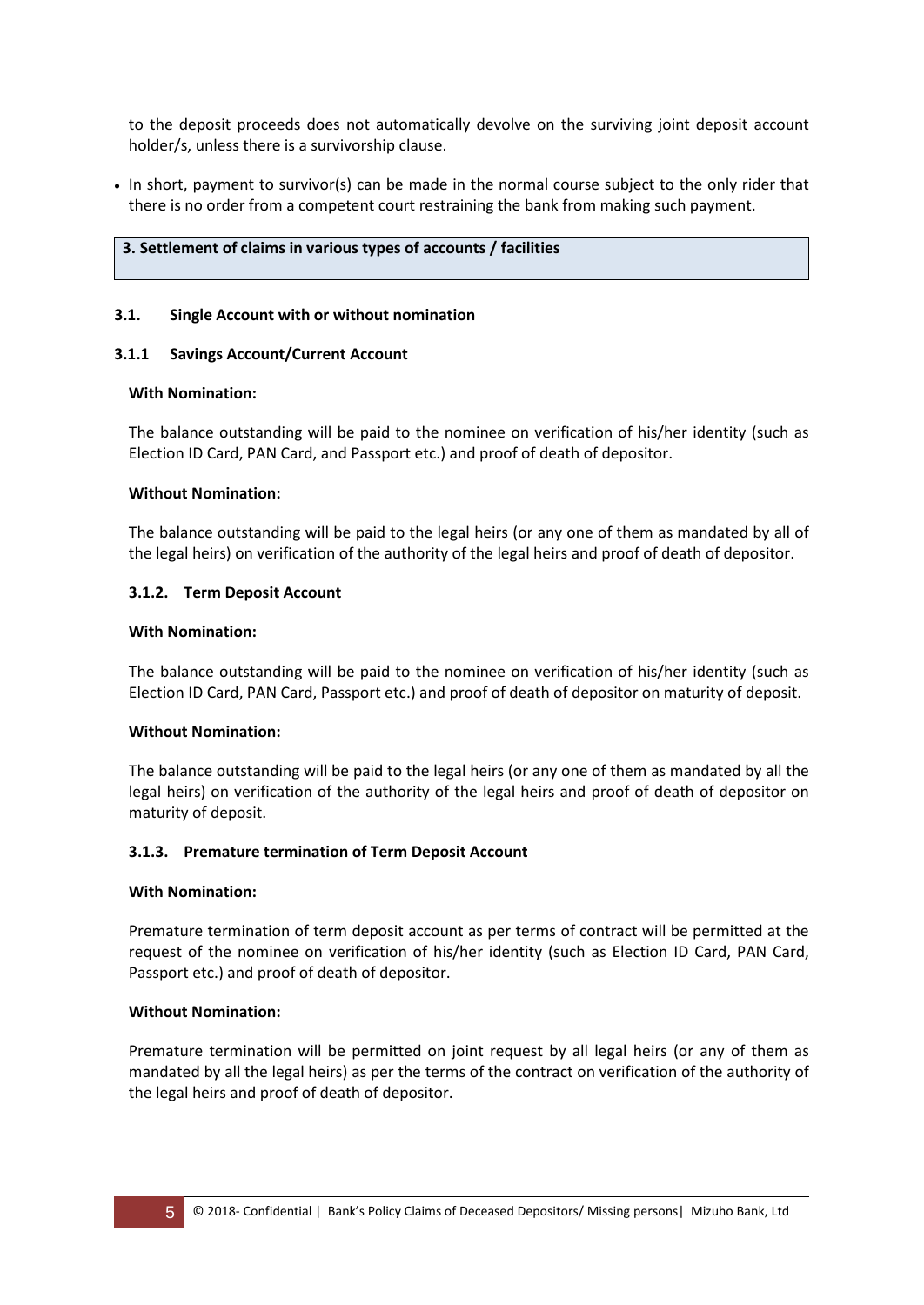to the deposit proceeds does not automatically devolve on the surviving joint deposit account holder/s, unless there is a survivorship clause.

- In short, payment to survivor(s) can be made in the normal course subject to the only rider that there is no order from a competent court restraining the bank from making such payment.

## 3. Settlement of claims in various types of accounts / facilities

### 3.1. Single Account with or without nomination

#### 3.1.1 Savings Account/Current Account

**With Nomination:**

The balance outstanding will be paid to the nominee on verification of his/her identity (such as Election ID Card, PAN Card, and Passport etc.) and proof of death of depositor.

**Without Nomination:**

The balance outstanding will be paid to the legal heirs (or any one of them as mandated by all of the legal heirs) on verification of the authority of the legal heirs and proof of death of depositor.

#### 3.1.2. Term Deposit Account

**With Nomination:**

The balance outstanding will be paid to the nominee on verification of his/her identity (such as Election ID Card, PAN Card, Passport etc.) and proof of death of depositor on maturity of deposit.

**Without Nomination:**

The balance outstanding will be paid to the legal heirs (or any one of them as mandated by all the legal heirs) on verification of the authority of the legal heirs and proof of death of depositor on maturity of deposit.

#### 3.1.3. Premature termination of Term Deposit Account

**With Nomination:**

Premature termination of term deposit account as per terms of contract will be permitted at the request of the nominee on verification of his/her identity (such as Election ID Card, PAN Card, Passport etc.) and proof of death of depositor.

**Without Nomination:**

Premature termination will be permitted on joint request by all legal heirs (or any of them as mandated by all the legal heirs) as per the terms of the contract on verification of the authority of the legal heirs and proof of death of depositor.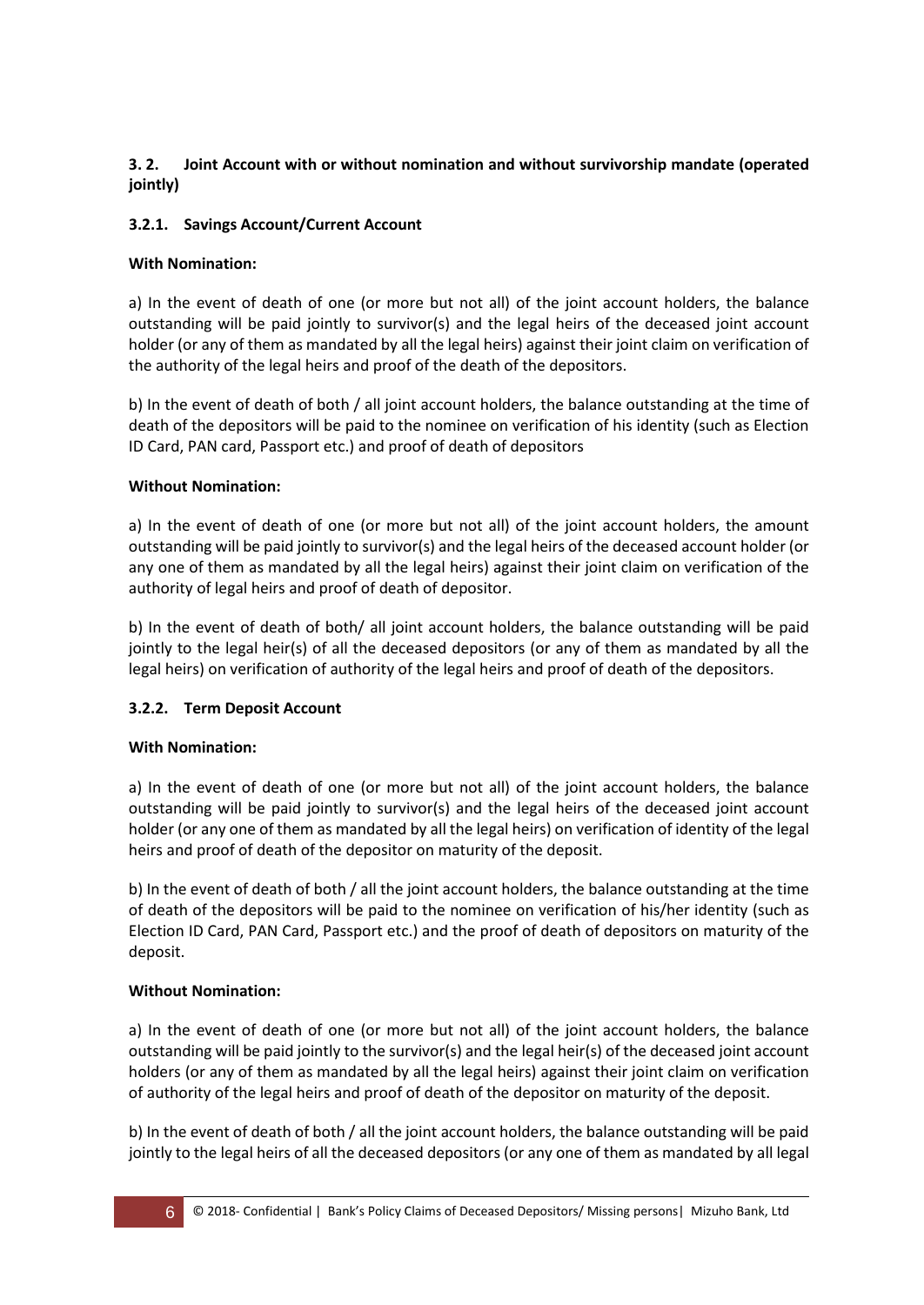### 3.2. Joint Account with or without nomination and without survivorship mandate (operated jointly)

#### 3.2.1. Savings Account/Current Account

**With Nomination:**

a) In the event of death of one (or more but not all) of the joint account holders, the balance outstanding will be paid jointly to survivor(s) and the legal heirs of the deceased joint account holder (or any of them as mandated by all the legal heirs) against their joint claim on verification of the authority of the legal heirs and proof of the death of the depositors.

b) In the event of death of both / all joint account holders, the balance outstanding at the time of death of the depositors will be paid to the nominee on verification of his identity (such as Election ID Card, PAN card, Passport etc.) and proof of death of depositors

**Without Nomination:**

a) In the event of death of one (or more but not all) of the joint account holders, the amount outstanding will be paid jointly to survivor(s) and the legal heirs of the deceased account holder (or any one of them as mandated by all the legal heirs) against their joint claim on verification of the authority of legal heirs and proof of death of depositor.

b) In the event of death of both/ all joint account holders, the balance outstanding will be paid jointly to the legal heir(s) of all the deceased depositors (or any of them as mandated by all the legal heirs) on verification of authority of the legal heirs and proof of death of the depositors.

#### 3.2.2. Term Deposit Account

**With Nomination:**

a) In the event of death of one (or more but not all) of the joint account holders, the balance outstanding will be paid jointly to survivor(s) and the legal heirs of the deceased joint account holder (or any one of them as mandated by all the legal heirs) on verification of identity of the legal heirs and proof of death of the depositor on maturity of the deposit.

b) In the event of death of both / all the joint account holders, the balance outstanding at the time of death of the depositors will be paid to the nominee on verification of his/her identity (such as Election ID Card, PAN Card, Passport etc.) and the proof of death of depositors on maturity of the deposit.

**Without Nomination:**

a) In the event of death of one (or more but not all) of the joint account holders, the balance outstanding will be paid jointly to the survivor(s) and the legal heir(s) of the deceased joint account holders (or any of them as mandated by all the legal heirs) against their joint claim on verification of authority of the legal heirs and proof of death of the depositor on maturity of the deposit.

b) In the event of death of both / all the joint account holders, the balance outstanding will be paid jointly to the legal heirs of all the deceased depositors (or any one of them as mandated by all legal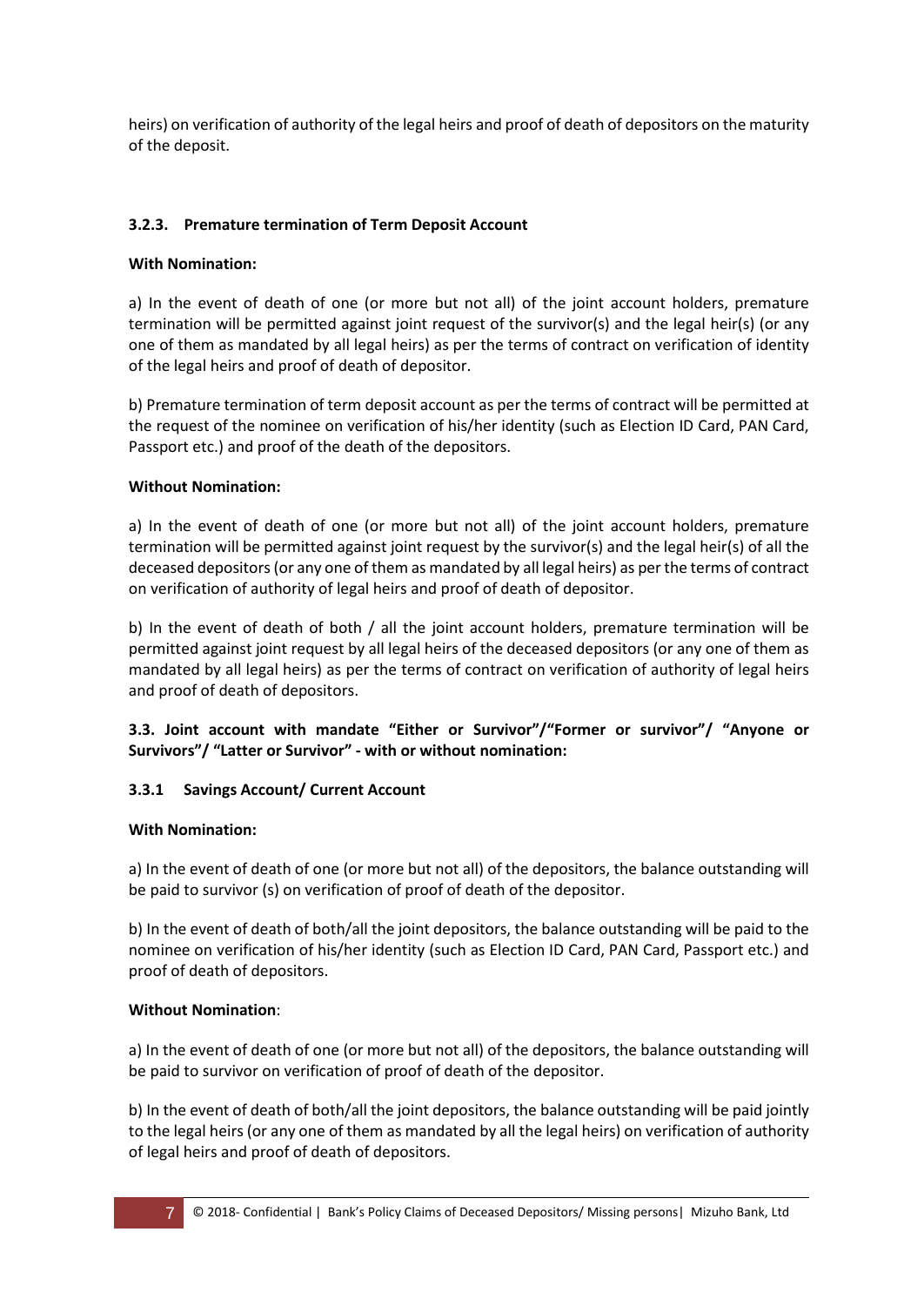heirs) on verification of authority of the legal heirs and proof of death of depositors on the maturity of the deposit.

#### 3.2.3. Premature termination of Term Deposit Account

**With Nomination:**

a) In the event of death of one (or more but not all) of the joint account holders, premature termination will be permitted against joint request of the survivor(s) and the legal heir(s) (or any one of them as mandated by all legal heirs) as per the terms of contract on verification of identity of the legal heirs and proof of death of depositor.

b) Premature termination of term deposit account as per the terms of contract will be permitted at the request of the nominee on verification of his/her identity (such as Election ID Card, PAN Card, Passport etc.) and proof of the death of the depositors.

**Without Nomination:**

a) In the event of death of one (or more but not all) of the joint account holders, premature termination will be permitted against joint request by the survivor(s) and the legal heir(s) of all the deceased depositors (or any one of them as mandated by all legal heirs) as per the terms of contract on verification of authority of legal heirs and proof of death of depositor.

b) In the event of death of both / all the joint account holders, premature termination will be permitted against joint request by all legal heirs of the deceased depositors (or any one of them as mandated by all legal heirs) as per the terms of contract on verification of authority of legal heirs and proof of death of depositors.

### 3.3. Joint account with mandate "Either or Survivor"/"Former or survivor"/ "Anyone or Survivors"/ "Latter or Survivor" - with or without nomination:

#### 3.3.1 Savings Account/ Current Account

**With Nomination:**

a) In the event of death of one (or more but not all) of the depositors, the balance outstanding will be paid to survivor (s) on verification of proof of death of the depositor.

b) In the event of death of both/all the joint depositors, the balance outstanding will be paid to the nominee on verification of his/her identity (such as Election ID Card, PAN Card, Passport etc.) and proof of death of depositors.

**Without Nomination**:

a) In the event of death of one (or more but not all) of the depositors, the balance outstanding will be paid to survivor on verification of proof of death of the depositor.

b) In the event of death of both/all the joint depositors, the balance outstanding will be paid jointly to the legal heirs (or any one of them as mandated by all the legal heirs) on verification of authority of legal heirs and proof of death of depositors.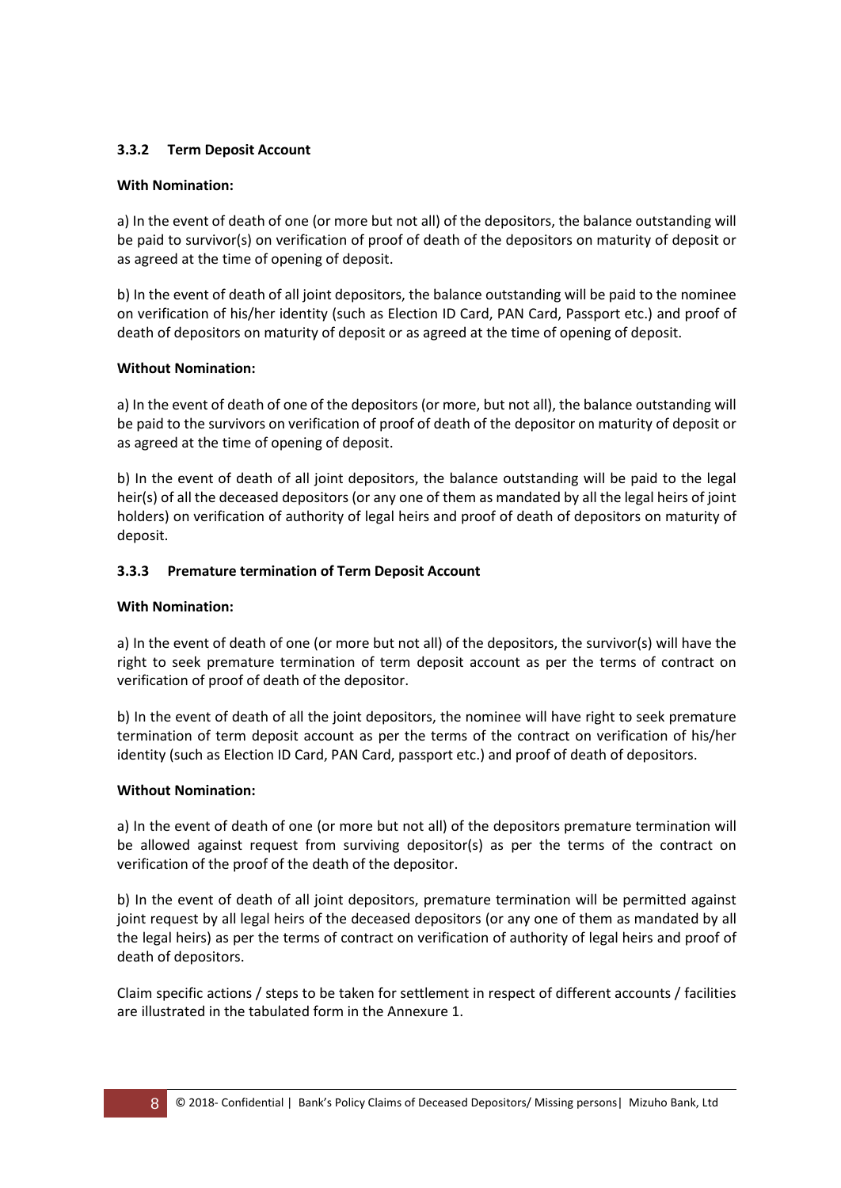### 3.3.2 Term Deposit Account

**With Nomination:**

a) In the event of death of one (or more but not all) of the depositors, the balance outstanding will be paid to survivor(s) on verification of proof of death of the depositors on maturity of deposit or as agreed at the time of opening of deposit.

b) In the event of death of all joint depositors, the balance outstanding will be paid to the nominee on verification of his/her identity (such as Election ID Card, PAN Card, Passport etc.) and proof of death of depositors on maturity of deposit or as agreed at the time of opening of deposit.

**Without Nomination:**

a) In the event of death of one of the depositors (or more, but not all), the balance outstanding will be paid to the survivors on verification of proof of death of the depositor on maturity of deposit or as agreed at the time of opening of deposit.

b) In the event of death of all joint depositors, the balance outstanding will be paid to the legal heir(s) of all the deceased depositors (or any one of them as mandated by all the legal heirs of joint holders) on verification of authority of legal heirs and proof of death of depositors on maturity of deposit.

### 3.3.3 Premature termination of Term Deposit Account

**With Nomination:**

a) In the event of death of one (or more but not all) of the depositors, the survivor(s) will have the right to seek premature termination of term deposit account as per the terms of contract on verification of proof of death of the depositor.

b) In the event of death of all the joint depositors, the nominee will have right to seek premature termination of term deposit account as per the terms of the contract on verification of his/her identity (such as Election ID Card, PAN Card, passport etc.) and proof of death of depositors.

**Without Nomination:**

a) In the event of death of one (or more but not all) of the depositors premature termination will be allowed against request from surviving depositor(s) as per the terms of the contract on verification of the proof of the death of the depositor.

b) In the event of death of all joint depositors, premature termination will be permitted against joint request by all legal heirs of the deceased depositors (or any one of them as mandated by all the legal heirs) as per the terms of contract on verification of authority of legal heirs and proof of death of depositors.

Claim specific actions / steps to be taken for settlement in respect of different accounts / facilities are illustrated in the tabulated form in the Annexure 1.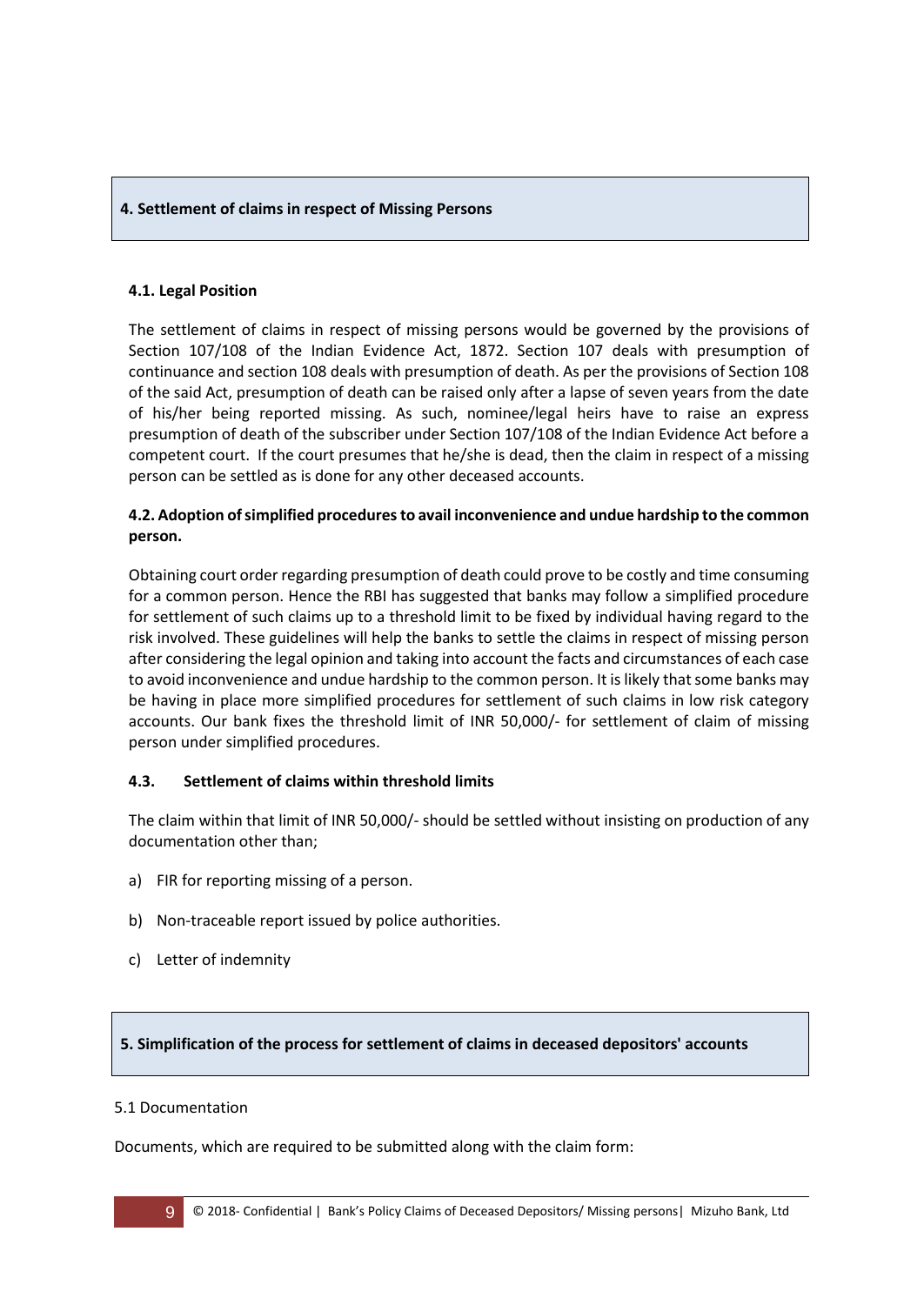## 4. Settlement of claims in respect of Missing Persons

### 4.1. Legal Position

The settlement of claims in respect of missing persons would be governed by the provisions of Section 107/108 of the Indian Evidence Act, 1872. Section 107 deals with presumption of continuance and section 108 deals with presumption of death. As per the provisions of Section 108 of the said Act, presumption of death can be raised only after a lapse of seven years from the date of his/her being reported missing. As such, nominee/legal heirs have to raise an express presumption of death of the subscriber under Section 107/108 of the Indian Evidence Act before a competent court. If the court presumes that he/she is dead, then the claim in respect of a missing person can be settled as is done for any other deceased accounts.

### 4.2. Adoption of simplified procedures to avail inconvenience and undue hardship to the common person.

Obtaining court order regarding presumption of death could prove to be costly and time consuming for a common person. Hence the RBI has suggested that banks may follow a simplified procedure for settlement of such claims up to a threshold limit to be fixed by individual having regard to the risk involved. These guidelines will help the banks to settle the claims in respect of missing person after considering the legal opinion and taking into account the facts and circumstances of each case to avoid inconvenience and undue hardship to the common person. It is likely that some banks may be having in place more simplified procedures for settlement of such claims in low risk category accounts. Our bank fixes the threshold limit of INR 50,000/- for settlement of claim of missing person under simplified procedures.

### 4.3. Settlement of claims within threshold limits

The claim within that limit of INR 50,000/- should be settled without insisting on production of any documentation other than;

a) FIR for reporting missing of a person.

b) Non-traceable report issued by police authorities.

c) Letter of indemnity

## 5. Simplification of the process for settlement of claims in deceased depositors' accounts

5.1 Documentation

Documents, which are required to be submitted along with the claim form: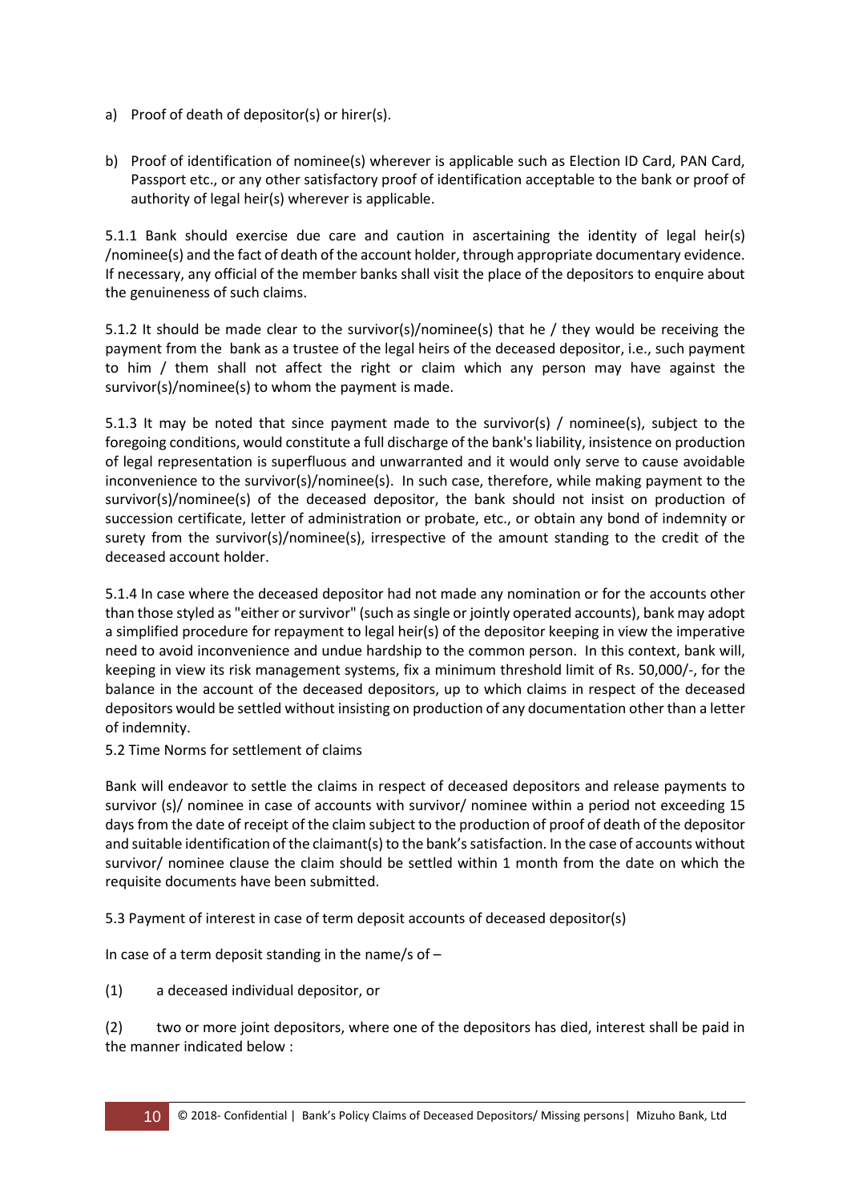a) Proof of death of depositor(s) or hirer(s).

b) Proof of identification of nominee(s) wherever is applicable such as Election ID Card, PAN Card, Passport etc., or any other satisfactory proof of identification acceptable to the bank or proof of authority of legal heir(s) wherever is applicable.

5.1.1 Bank should exercise due care and caution in ascertaining the identity of legal heir(s) /nominee(s) and the fact of death of the account holder, through appropriate documentary evidence. If necessary, any official of the member banks shall visit the place of the depositors to enquire about the genuineness of such claims.

5.1.2 It should be made clear to the survivor(s)/nominee(s) that he / they would be receiving the payment from the bank as a trustee of the legal heirs of the deceased depositor, i.e., such payment to him / them shall not affect the right or claim which any person may have against the survivor(s)/nominee(s) to whom the payment is made.

5.1.3 It may be noted that since payment made to the survivor(s) / nominee(s), subject to the foregoing conditions, would constitute a full discharge of the bank's liability, insistence on production of legal representation is superfluous and unwarranted and it would only serve to cause avoidable inconvenience to the survivor(s)/nominee(s). In such case, therefore, while making payment to the survivor(s)/nominee(s) of the deceased depositor, the bank should not insist on production of succession certificate, letter of administration or probate, etc., or obtain any bond of indemnity or surety from the survivor(s)/nominee(s), irrespective of the amount standing to the credit of the deceased account holder.

5.1.4 In case where the deceased depositor had not made any nomination or for the accounts other than those styled as "either or survivor" (such as single or jointly operated accounts), bank may adopt a simplified procedure for repayment to legal heir(s) of the depositor keeping in view the imperative need to avoid inconvenience and undue hardship to the common person. In this context, bank will, keeping in view its risk management systems, fix a minimum threshold limit of Rs. 50,000/-, for the balance in the account of the deceased depositors, up to which claims in respect of the deceased depositors would be settled without insisting on production of any documentation other than a letter of indemnity.

5.2 Time Norms for settlement of claims

Bank will endeavor to settle the claims in respect of deceased depositors and release payments to survivor (s)/ nominee in case of accounts with survivor/ nominee within a period not exceeding 15 days from the date of receipt of the claim subject to the production of proof of death of the depositor and suitable identification of the claimant(s) to the bank's satisfaction. In the case of accounts without survivor/ nominee clause the claim should be settled within 1 month from the date on which the requisite documents have been submitted.

5.3 Payment of interest in case of term deposit accounts of deceased depositor(s)

In case of a term deposit standing in the name/s of –

(1) a deceased individual depositor, or

(2) two or more joint depositors, where one of the depositors has died, interest shall be paid in the manner indicated below :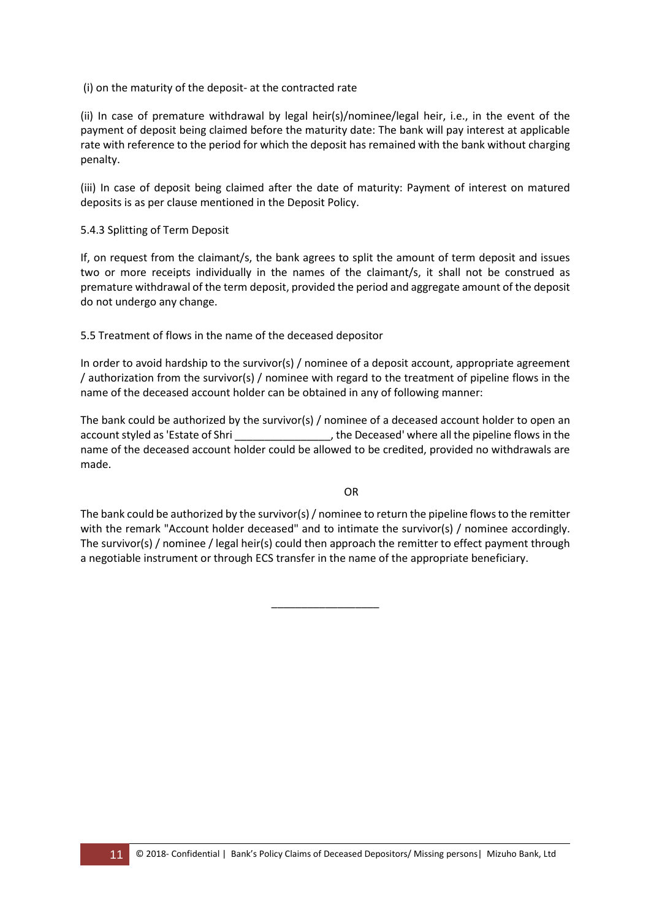(i) on the maturity of the deposit- at the contracted rate

(ii) In case of premature withdrawal by legal heir(s)/nominee/legal heir, i.e., in the event of the payment of deposit being claimed before the maturity date: The bank will pay interest at applicable rate with reference to the period for which the deposit has remained with the bank without charging penalty.

(iii) In case of deposit being claimed after the date of maturity: Payment of interest on matured deposits is as per clause mentioned in the Deposit Policy.

5.4.3 Splitting of Term Deposit

If, on request from the claimant/s, the bank agrees to split the amount of term deposit and issues two or more receipts individually in the names of the claimant/s, it shall not be construed as premature withdrawal of the term deposit, provided the period and aggregate amount of the deposit do not undergo any change.

5.5 Treatment of flows in the name of the deceased depositor

In order to avoid hardship to the survivor(s) / nominee of a deposit account, appropriate agreement / authorization from the survivor(s) / nominee with regard to the treatment of pipeline flows in the name of the deceased account holder can be obtained in any of following manner:

The bank could be authorized by the survivor(s) / nominee of a deceased account holder to open an account styled as 'Estate of Shri ________________, the Deceased' where all the pipeline flows in the name of the deceased account holder could be allowed to be credited, provided no withdrawals are made.

OR

The bank could be authorized by the survivor(s) / nominee to return the pipeline flows to the remitter with the remark "Account holder deceased" and to intimate the survivor(s) / nominee accordingly. The survivor(s) / nominee / legal heir(s) could then approach the remitter to effect payment through a negotiable instrument or through ECS transfer in the name of the appropriate beneficiary.

__________________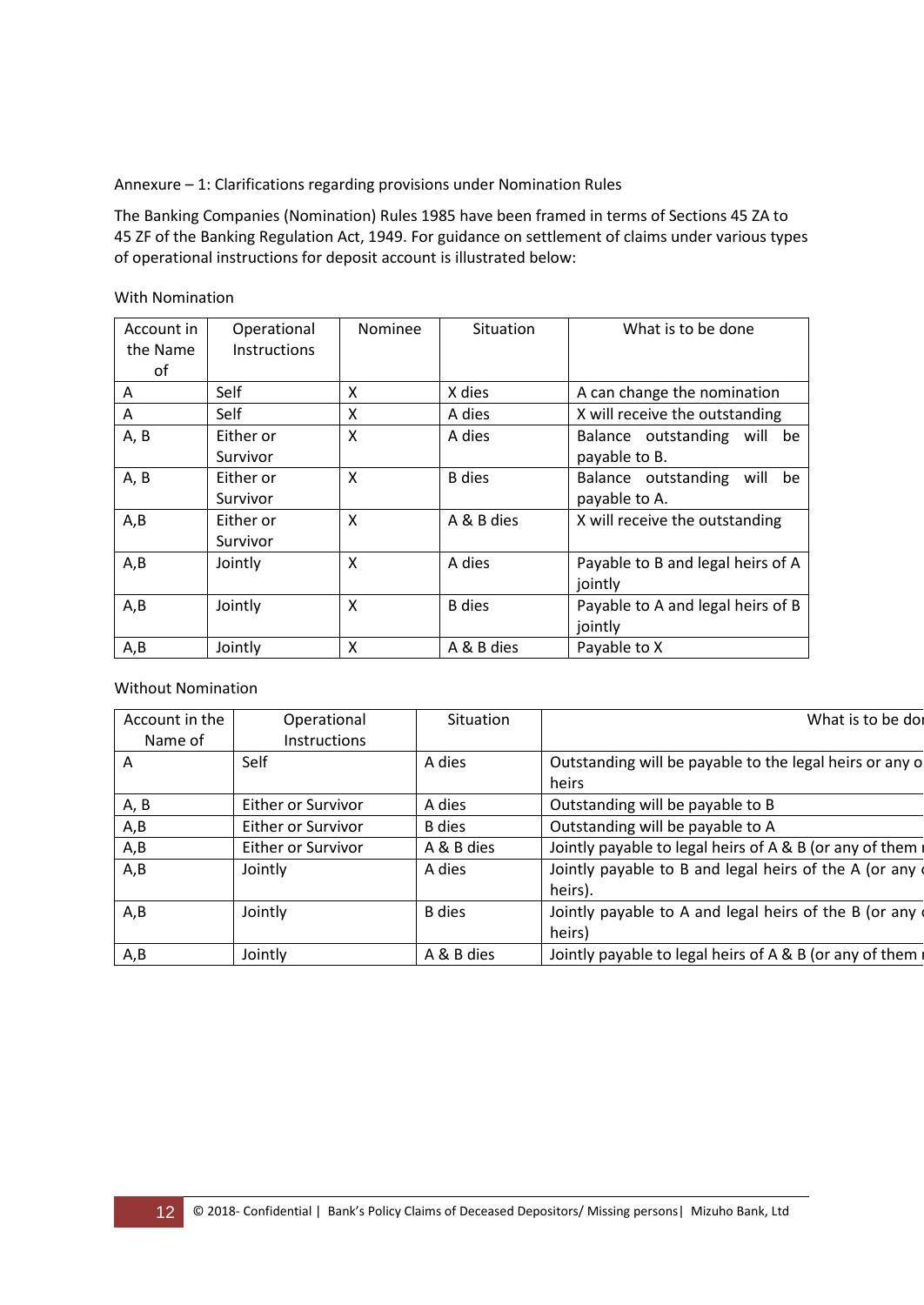Annexure – 1: Clarifications regarding provisions under Nomination Rules

The Banking Companies (Nomination) Rules 1985 have been framed in terms of Sections 45 ZA to 45 ZF of the Banking Regulation Act, 1949. For guidance on settlement of claims under various types of operational instructions for deposit account is illustrated below:

With Nomination

| Account in the Name of | Operational Instructions | Nominee | Situation | What is to be done |
|---|---|---|---|---|
| A | Self | X | X dies | A can change the nomination |
| A | Self | X | A dies | X will receive the outstanding |
| A, B | Either or Survivor | X | A dies | Balance outstanding will be payable to B. |
| A, B | Either or Survivor | X | B dies | Balance outstanding will be payable to A. |
| A,B | Either or Survivor | X | A & B dies | X will receive the outstanding |
| A,B | Jointly | X | A dies | Payable to B and legal heirs of A jointly |
| A,B | Jointly | X | B dies | Payable to A and legal heirs of B jointly |
| A,B | Jointly | X | A & B dies | Payable to X |

Without Nomination

| Account in the Name of | Operational Instructions | Situation | What is to be do |
|---|---|---|---|
| A | Self | A dies | Outstanding will be payable to the legal heirs or any o heirs |
| A, B | Either or Survivor | A dies | Outstanding will be payable to B |
| A,B | Either or Survivor | B dies | Outstanding will be payable to A |
| A,B | Either or Survivor | A & B dies | Jointly payable to legal heirs of A & B (or any of them |
| A,B | Jointly | A dies | Jointly payable to B and legal heirs of the A (or any heirs). |
| A,B | Jointly | B dies | Jointly payable to A and legal heirs of the B (or any heirs) |
| A,B | Jointly | A & B dies | Jointly payable to legal heirs of A & B (or any of them |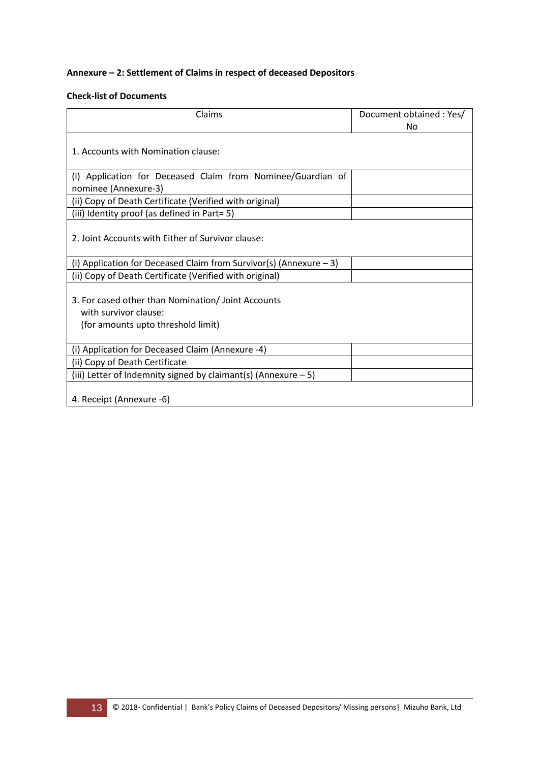**Annexure – 2: Settlement of Claims in respect of deceased Depositors**

**Check-list of Documents**

| Claims | Document obtained : Yes/ No |
| --- | --- |
| 1. Accounts with Nomination clause: | |
| (i) Application for Deceased Claim from Nominee/Guardian of nominee (Annexure-3) | |
| (ii) Copy of Death Certificate (Verified with original) | |
| (iii) Identity proof (as defined in Part= 5) | |
| 2. Joint Accounts with Either of Survivor clause: | |
| (i) Application for Deceased Claim from Survivor(s) (Annexure – 3) | |
| (ii) Copy of Death Certificate (Verified with original) | |
| 3. For cased other than Nomination/ Joint Accounts with survivor clause: (for amounts upto threshold limit) | |
| (i) Application for Deceased Claim (Annexure -4) | |
| (ii) Copy of Death Certificate | |
| (iii) Letter of Indemnity signed by claimant(s) (Annexure – 5) | |
| 4. Receipt (Annexure -6) | |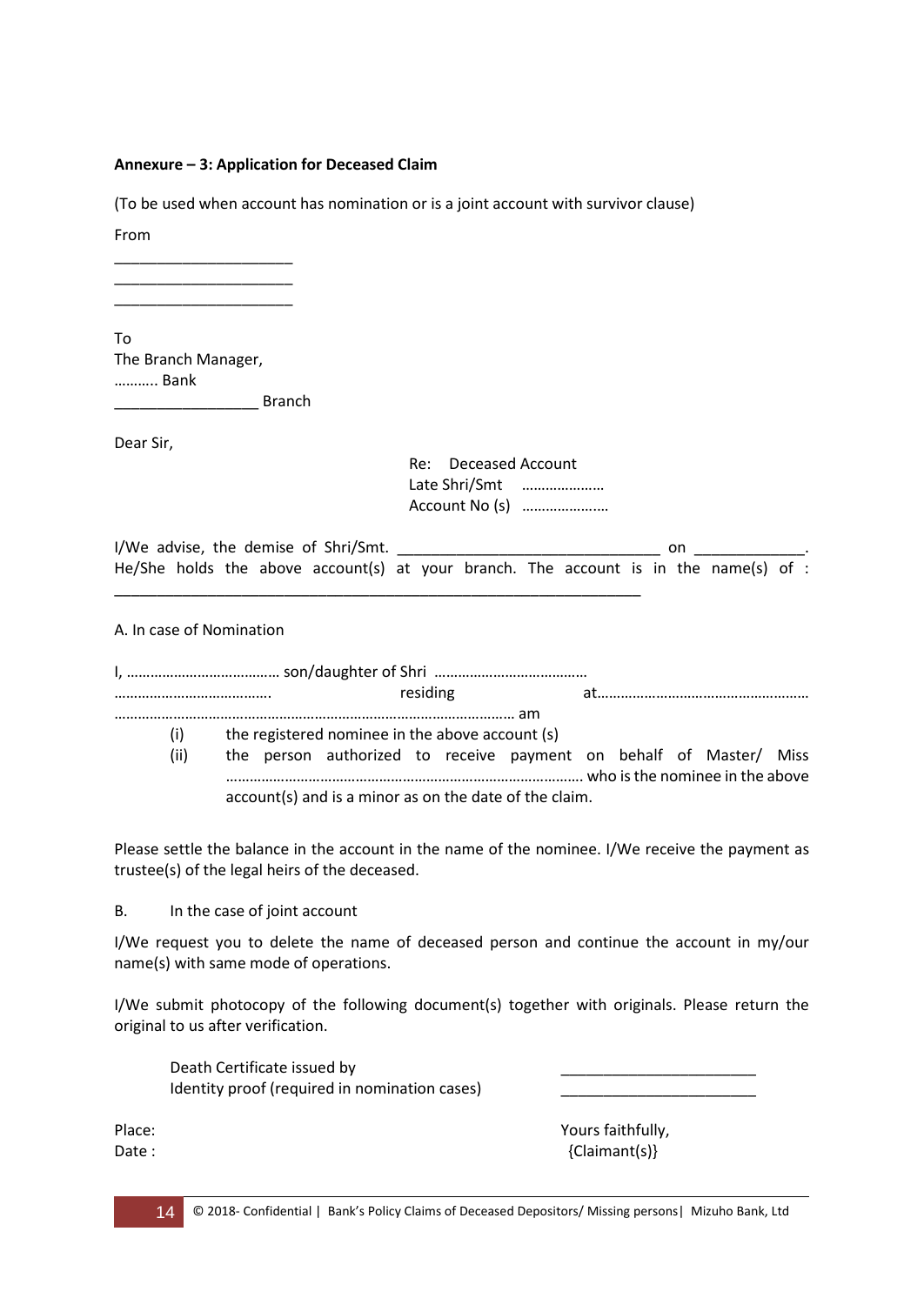**Annexure – 3: Application for Deceased Claim**

(To be used when account has nomination or is a joint account with survivor clause)

From

______________________

______________________

______________________

To
The Branch Manager,
……….. Bank
_________________ Branch

Dear Sir,

Re: Deceased Account
Late Shri/Smt …………………
Account No (s) …………………

I/We advise, the demise of Shri/Smt. ________________________________ on _____________. He/She holds the above account(s) at your branch. The account is in the name(s) of : _________________________________________________________________

A. In case of Nomination

I, ………………………………. son/daughter of Shri ………………………………… ………………………………. residing at……………………………………………… ……………………………………………………………………………………… am

(i) the registered nominee in the above account (s)
(ii) the person authorized to receive payment on behalf of Master/ Miss ………………………………………………………………………. who is the nominee in the above account(s) and is a minor as on the date of the claim.

Please settle the balance in the account in the name of the nominee. I/We receive the payment as trustee(s) of the legal heirs of the deceased.

B. In the case of joint account

I/We request you to delete the name of deceased person and continue the account in my/our name(s) with same mode of operations.

I/We submit photocopy of the following document(s) together with originals. Please return the original to us after verification.

Death Certificate issued by ________________________
Identity proof (required in nomination cases) ________________________

Place:
Date :

Yours faithfully,
{Claimant(s)}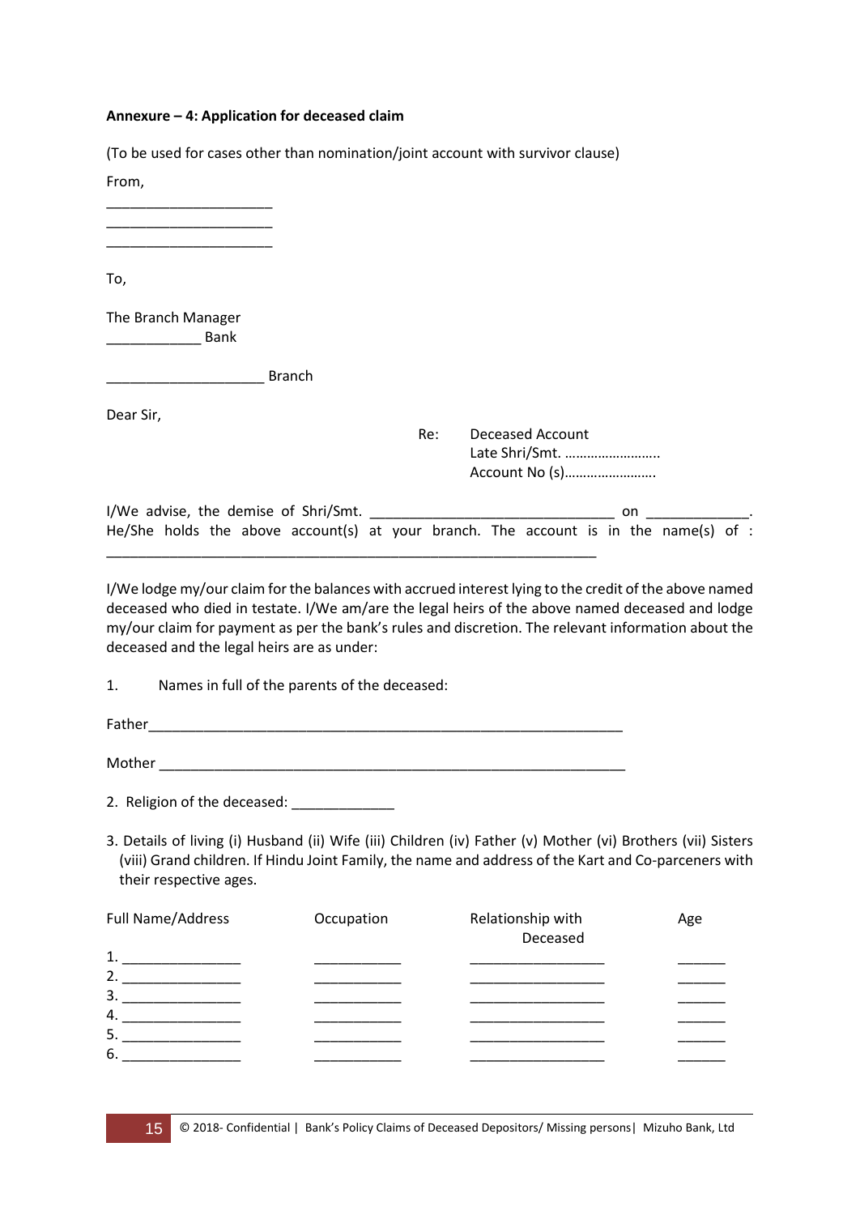**Annexure – 4: Application for deceased claim**

(To be used for cases other than nomination/joint account with survivor clause)

From,

_____________________
_____________________
_____________________

To,

The Branch Manager
____________ Bank

____________________ Branch

Dear Sir,

Re: Deceased Account
Late Shri/Smt. ……………………..
Account No (s)…………………….

I/We advise, the demise of Shri/Smt. _______________________________ on _____________. He/She holds the above account(s) at your branch. The account is in the name(s) of : ______________________________________________________________

I/We lodge my/our claim for the balances with accrued interest lying to the credit of the above named deceased who died in testate. I/We am/are the legal heirs of the above named deceased and lodge my/our claim for payment as per the bank's rules and discretion. The relevant information about the deceased and the legal heirs are as under:

1. Names in full of the parents of the deceased:

Father____________________________________________________________

Mother ___________________________________________________________

2. Religion of the deceased: _____________

3. Details of living (i) Husband (ii) Wife (iii) Children (iv) Father (v) Mother (vi) Brothers (vii) Sisters (viii) Grand children. If Hindu Joint Family, the name and address of the Kart and Co-parceners with their respective ages.

| Full Name/Address | Occupation | Relationship with Deceased | Age |
|---|---|---|---|
| 1. _______________ | ___________ | _________________ | ______ |
| 2. _______________ | ___________ | _________________ | ______ |
| 3. _______________ | ___________ | _________________ | ______ |
| 4. _______________ | ___________ | _________________ | ______ |
| 5. _______________ | ___________ | _________________ | ______ |
| 6. _______________ | ___________ | _________________ | ______ |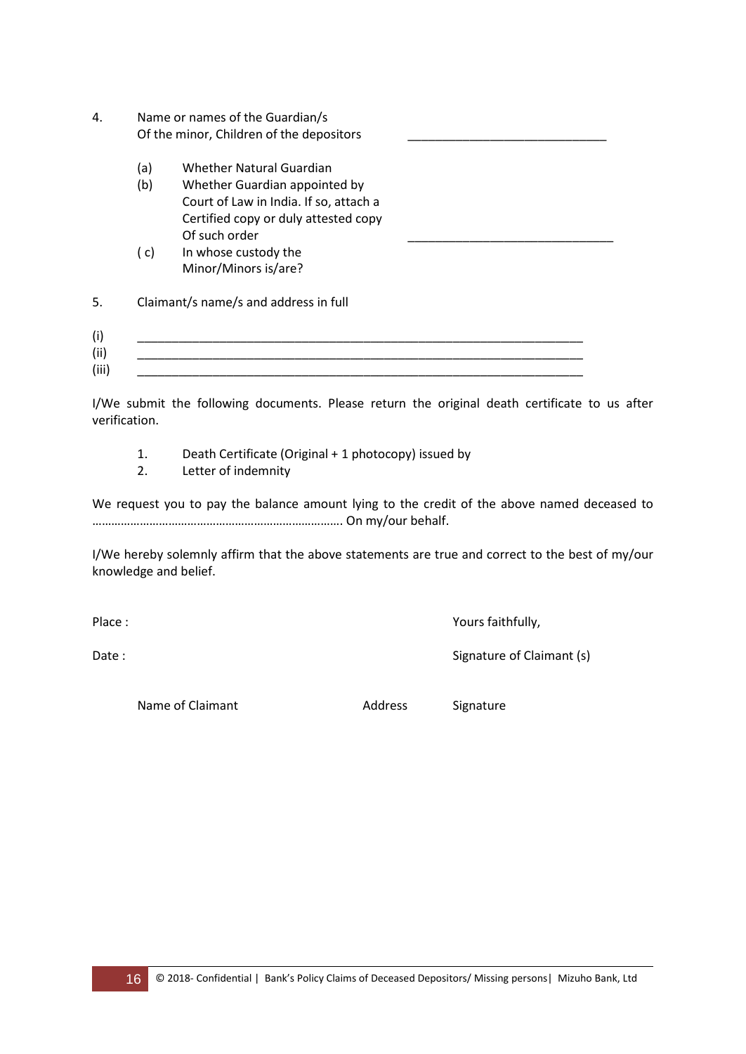4. Name or names of the Guardian/s
   Of the minor, Children of the depositors ______________________________

   (a) Whether Natural Guardian
   (b) Whether Guardian appointed by Court of Law in India. If so, attach a Certified copy or duly attested copy Of such order ______________________________
   ( c) In whose custody the Minor/Minors is/are?

5. Claimant/s name/s and address in full

(i) __________________________________________________________________
(ii) __________________________________________________________________
(iii) __________________________________________________________________

I/We submit the following documents. Please return the original death certificate to us after verification.

1. Death Certificate (Original + 1 photocopy) issued by
2. Letter of indemnity

We request you to pay the balance amount lying to the credit of the above named deceased to ……………………………………………………………………. On my/our behalf.

I/We hereby solemnly affirm that the above statements are true and correct to the best of my/our knowledge and belief.

Place :                                                                  Yours faithfully,

Date :                                                                   Signature of Claimant (s)

| Name of Claimant | Address | Signature |
|---|---|---|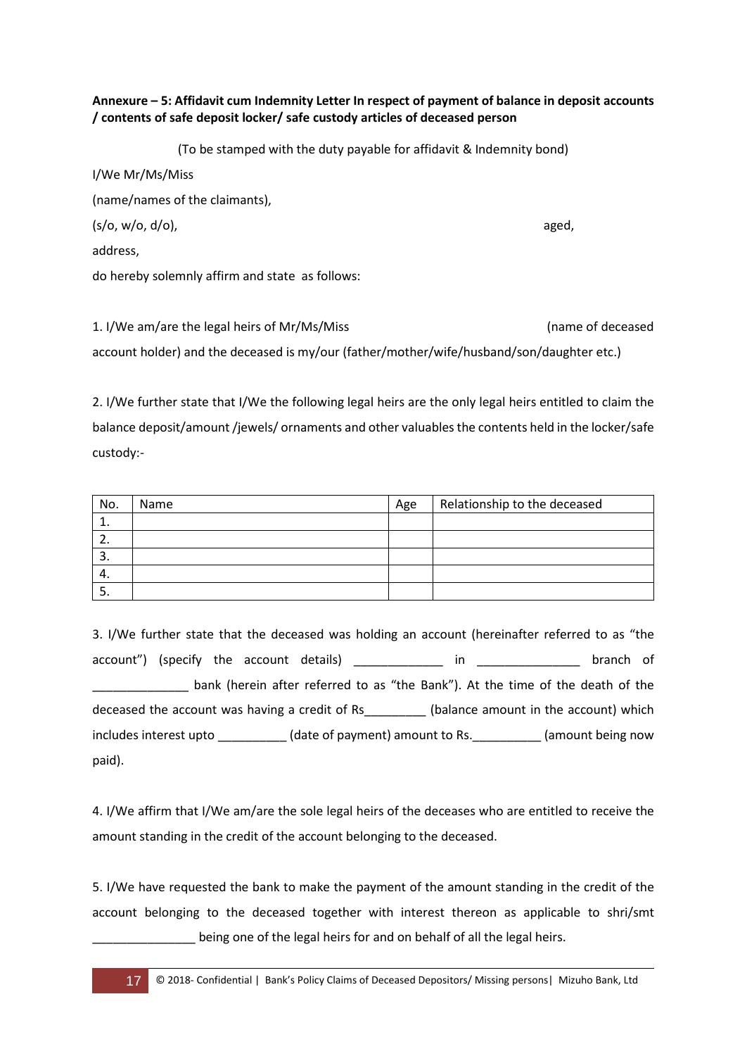**Annexure – 5: Affidavit cum Indemnity Letter In respect of payment of balance in deposit accounts / contents of safe deposit locker/ safe custody articles of deceased person**

(To be stamped with the duty payable for affidavit & Indemnity bond)

I/We Mr/Ms/Miss

(name/names of the claimants),

(s/o, w/o, d/o), aged,

address,

do hereby solemnly affirm and state as follows:

1. I/We am/are the legal heirs of Mr/Ms/Miss (name of deceased account holder) and the deceased is my/our (father/mother/wife/husband/son/daughter etc.)

2. I/We further state that I/We the following legal heirs are the only legal heirs entitled to claim the balance deposit/amount /jewels/ ornaments and other valuables the contents held in the locker/safe custody:-

| No. | Name | Age | Relationship to the deceased |
|---|---|---|---|
| 1. | | | |
| 2. | | | |
| 3. | | | |
| 4. | | | |
| 5. | | | |

3. I/We further state that the deceased was holding an account (hereinafter referred to as "the account") (specify the account details) _____________ in _______________ branch of ______________ bank (herein after referred to as "the Bank"). At the time of the death of the deceased the account was having a credit of Rs_________ (balance amount in the account) which includes interest upto __________ (date of payment) amount to Rs.__________ (amount being now paid).

4. I/We affirm that I/We am/are the sole legal heirs of the deceases who are entitled to receive the amount standing in the credit of the account belonging to the deceased.

5. I/We have requested the bank to make the payment of the amount standing in the credit of the account belonging to the deceased together with interest thereon as applicable to shri/smt _______________ being one of the legal heirs for and on behalf of all the legal heirs.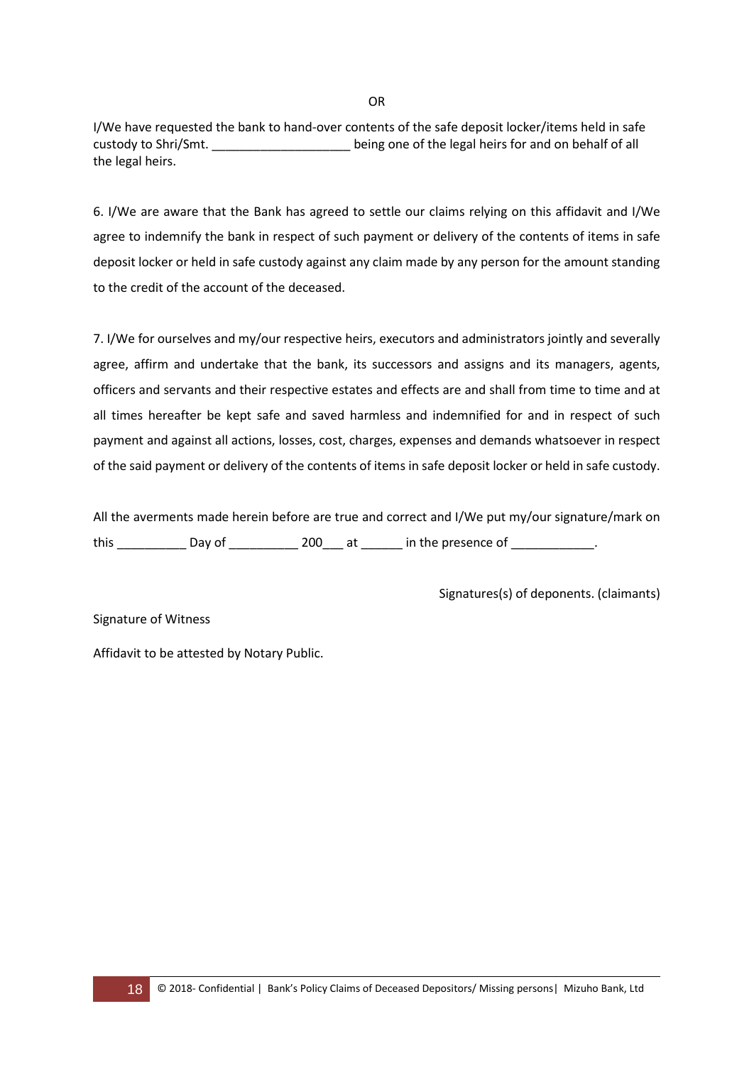OR

I/We have requested the bank to hand-over contents of the safe deposit locker/items held in safe custody to Shri/Smt. ____________________ being one of the legal heirs for and on behalf of all the legal heirs.

6. I/We are aware that the Bank has agreed to settle our claims relying on this affidavit and I/We agree to indemnify the bank in respect of such payment or delivery of the contents of items in safe deposit locker or held in safe custody against any claim made by any person for the amount standing to the credit of the account of the deceased.

7. I/We for ourselves and my/our respective heirs, executors and administrators jointly and severally agree, affirm and undertake that the bank, its successors and assigns and its managers, agents, officers and servants and their respective estates and effects are and shall from time to time and at all times hereafter be kept safe and saved harmless and indemnified for and in respect of such payment and against all actions, losses, cost, charges, expenses and demands whatsoever in respect of the said payment or delivery of the contents of items in safe deposit locker or held in safe custody.

All the averments made herein before are true and correct and I/We put my/our signature/mark on this __________ Day of __________ 200___ at ______ in the presence of ____________.

Signatures(s) of deponents. (claimants)

Signature of Witness

Affidavit to be attested by Notary Public.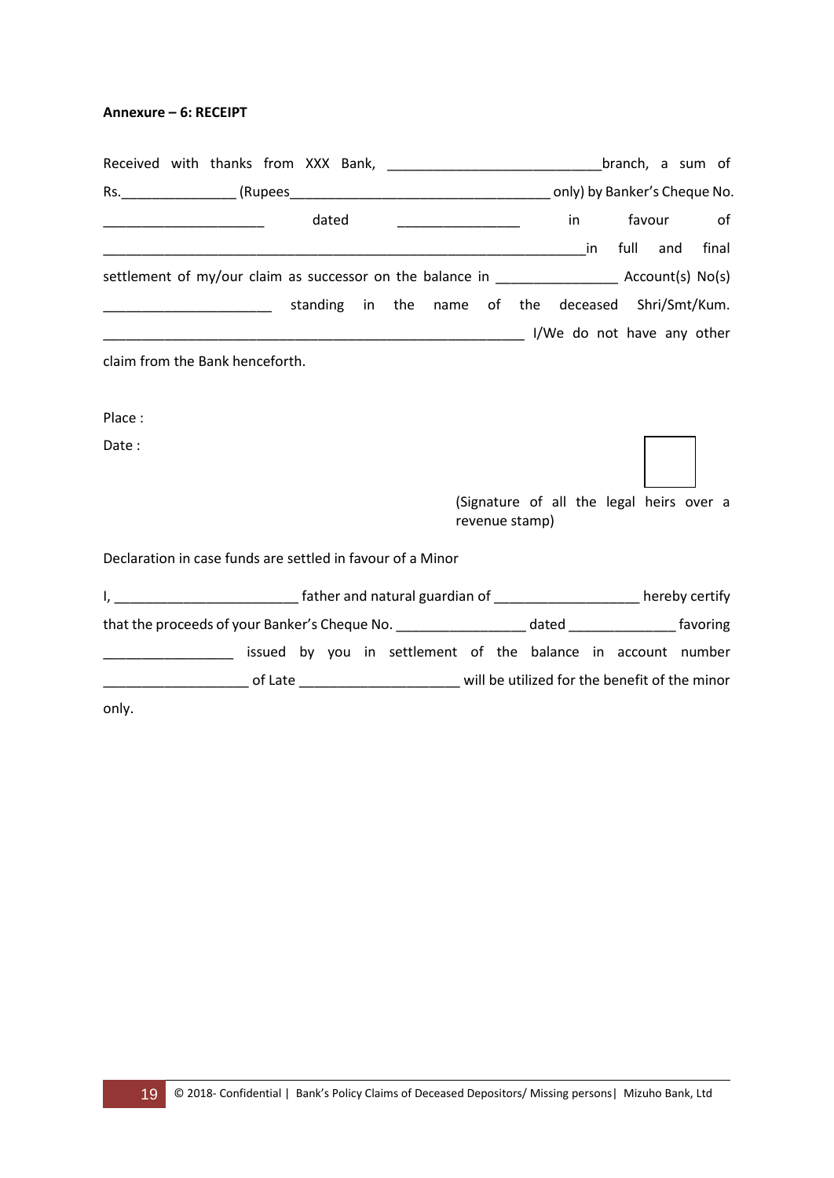**Annexure – 6: RECEIPT**

Received with thanks from XXX Bank, ____________________________branch, a sum of Rs.________________ (Rupees__________________________________ only) by Banker's Cheque No. _____________________ dated ________________ in favour of _______________________________________________________________in full and final settlement of my/our claim as successor on the balance in ________________ Account(s) No(s) ______________________ standing in the name of the deceased Shri/Smt/Kum. _______________________________________________________ I/We do not have any other claim from the Bank henceforth.

Place :

Date :

(Signature of all the legal heirs over a revenue stamp)

Declaration in case funds are settled in favour of a Minor

I, ________________________ father and natural guardian of ___________________ hereby certify that the proceeds of your Banker's Cheque No. _________________ dated ______________ favoring _________________ issued by you in settlement of the balance in account number ___________________ of Late _____________________ will be utilized for the benefit of the minor only.